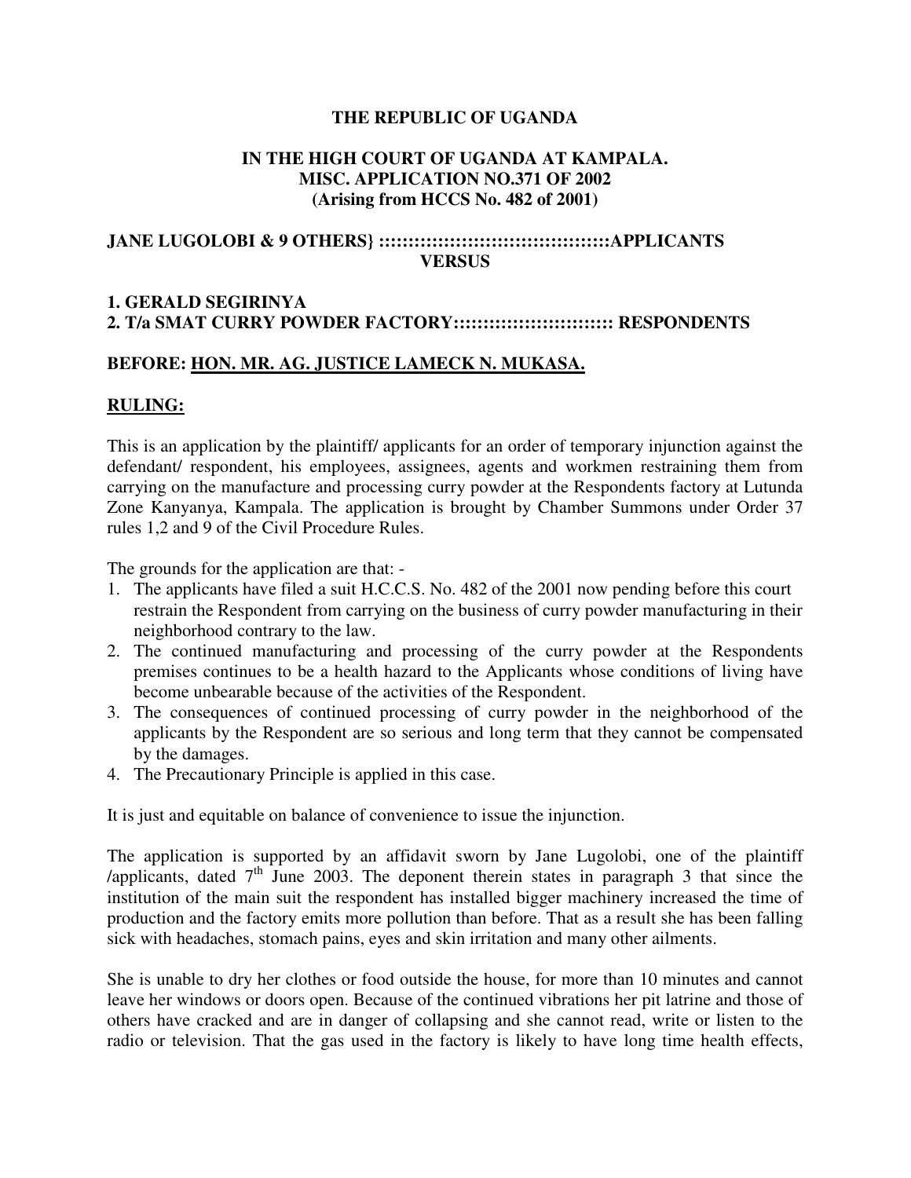**THE REPUBLIC OF UGANDA**

**IN THE HIGH COURT OF UGANDA AT KAMPALA.**
**MISC. APPLICATION NO.371 OF 2002**
**(Arising from HCCS No. 482 of 2001)**

**JANE LUGOLOBI & 9 OTHERS} ::::::::::::::::::::::::::::::::::::::APPLICANTS**
**VERSUS**

**1. GERALD SEGIRINYA**
**2. T/a SMAT CURRY POWDER FACTORY:::::::::::::::::::::::::: RESPONDENTS**

**BEFORE: HON. MR. AG. JUSTICE LAMECK N. MUKASA.**

**RULING:**

This is an application by the plaintiff/ applicants for an order of temporary injunction against the defendant/ respondent, his employees, assignees, agents and workmen restraining them from carrying on the manufacture and processing curry powder at the Respondents factory at Lutunda Zone Kanyanya, Kampala. The application is brought by Chamber Summons under Order 37 rules 1,2 and 9 of the Civil Procedure Rules.

The grounds for the application are that: -

1. The applicants have filed a suit H.C.C.S. No. 482 of the 2001 now pending before this court restrain the Respondent from carrying on the business of curry powder manufacturing in their neighborhood contrary to the law.
2. The continued manufacturing and processing of the curry powder at the Respondents premises continues to be a health hazard to the Applicants whose conditions of living have become unbearable because of the activities of the Respondent.
3. The consequences of continued processing of curry powder in the neighborhood of the applicants by the Respondent are so serious and long term that they cannot be compensated by the damages.
4. The Precautionary Principle is applied in this case.

It is just and equitable on balance of convenience to issue the injunction.

The application is supported by an affidavit sworn by Jane Lugolobi, one of the plaintiff /applicants, dated 7th June 2003. The deponent therein states in paragraph 3 that since the institution of the main suit the respondent has installed bigger machinery increased the time of production and the factory emits more pollution than before. That as a result she has been falling sick with headaches, stomach pains, eyes and skin irritation and many other ailments.

She is unable to dry her clothes or food outside the house, for more than 10 minutes and cannot leave her windows or doors open. Because of the continued vibrations her pit latrine and those of others have cracked and are in danger of collapsing and she cannot read, write or listen to the radio or television. That the gas used in the factory is likely to have long time health effects,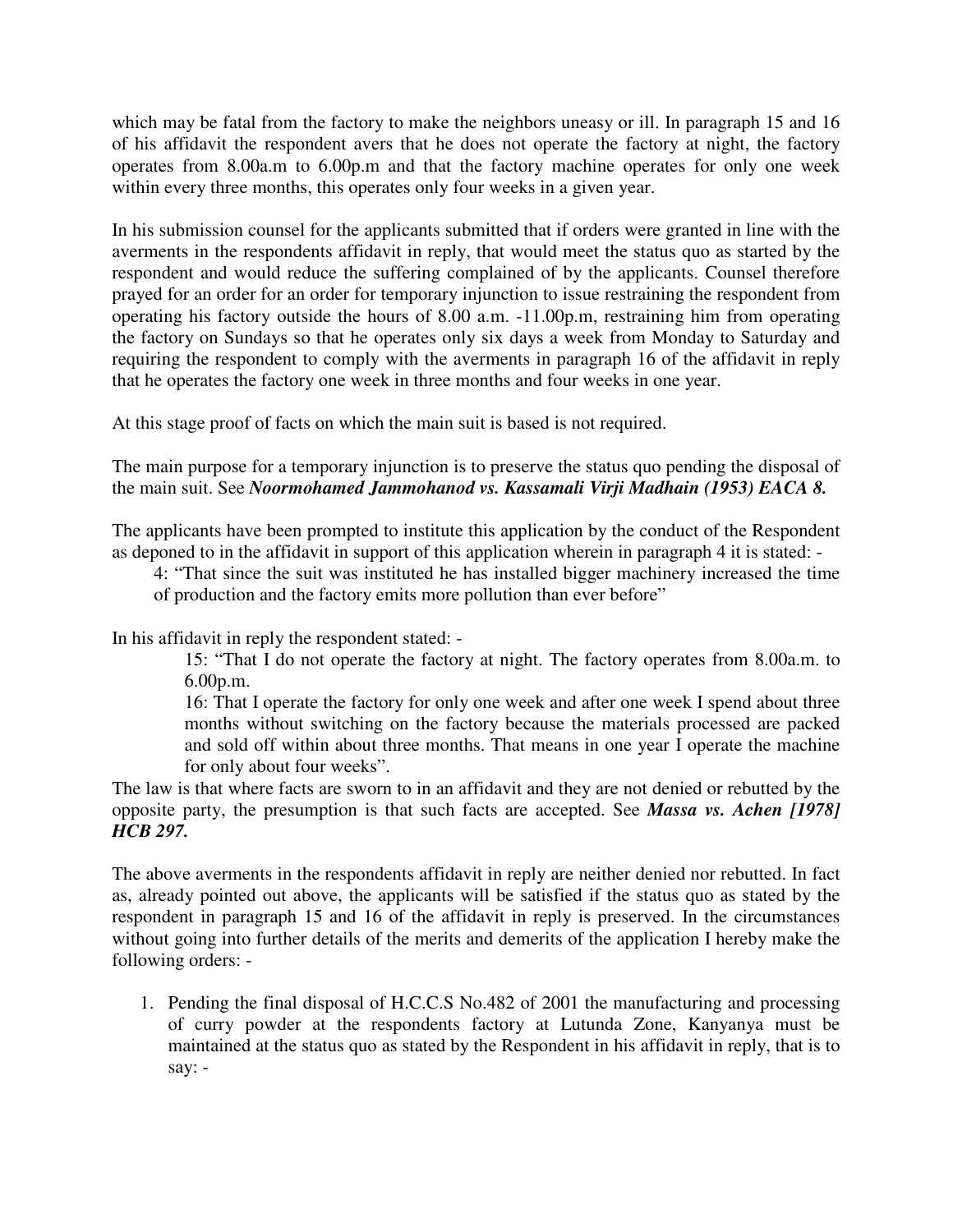which may be fatal from the factory to make the neighbors uneasy or ill. In paragraph 15 and 16 of his affidavit the respondent avers that he does not operate the factory at night, the factory operates from 8.00a.m to 6.00p.m and that the factory machine operates for only one week within every three months, this operates only four weeks in a given year.

In his submission counsel for the applicants submitted that if orders were granted in line with the averments in the respondents affidavit in reply, that would meet the status quo as started by the respondent and would reduce the suffering complained of by the applicants. Counsel therefore prayed for an order for an order for temporary injunction to issue restraining the respondent from operating his factory outside the hours of 8.00 a.m. -11.00p.m, restraining him from operating the factory on Sundays so that he operates only six days a week from Monday to Saturday and requiring the respondent to comply with the averments in paragraph 16 of the affidavit in reply that he operates the factory one week in three months and four weeks in one year.

At this stage proof of facts on which the main suit is based is not required.

The main purpose for a temporary injunction is to preserve the status quo pending the disposal of the main suit. See ***Noormohamed Jammohanod vs. Kassamali Virji Madhain (1953) EACA 8.***

The applicants have been prompted to institute this application by the conduct of the Respondent as deponed to in the affidavit in support of this application wherein in paragraph 4 it is stated: -

> 4: "That since the suit was instituted he has installed bigger machinery increased the time of production and the factory emits more pollution than ever before"

In his affidavit in reply the respondent stated: -

> 15: "That I do not operate the factory at night. The factory operates from 8.00a.m. to 6.00p.m.
>
> 16: That I operate the factory for only one week and after one week I spend about three months without switching on the factory because the materials processed are packed and sold off within about three months. That means in one year I operate the machine for only about four weeks".

The law is that where facts are sworn to in an affidavit and they are not denied or rebutted by the opposite party, the presumption is that such facts are accepted. See ***Massa vs. Achen [1978] HCB 297.***

The above averments in the respondents affidavit in reply are neither denied nor rebutted. In fact as, already pointed out above, the applicants will be satisfied if the status quo as stated by the respondent in paragraph 15 and 16 of the affidavit in reply is preserved. In the circumstances without going into further details of the merits and demerits of the application I hereby make the following orders: -

1. Pending the final disposal of H.C.C.S No.482 of 2001 the manufacturing and processing of curry powder at the respondents factory at Lutunda Zone, Kanyanya must be maintained at the status quo as stated by the Respondent in his affidavit in reply, that is to say: -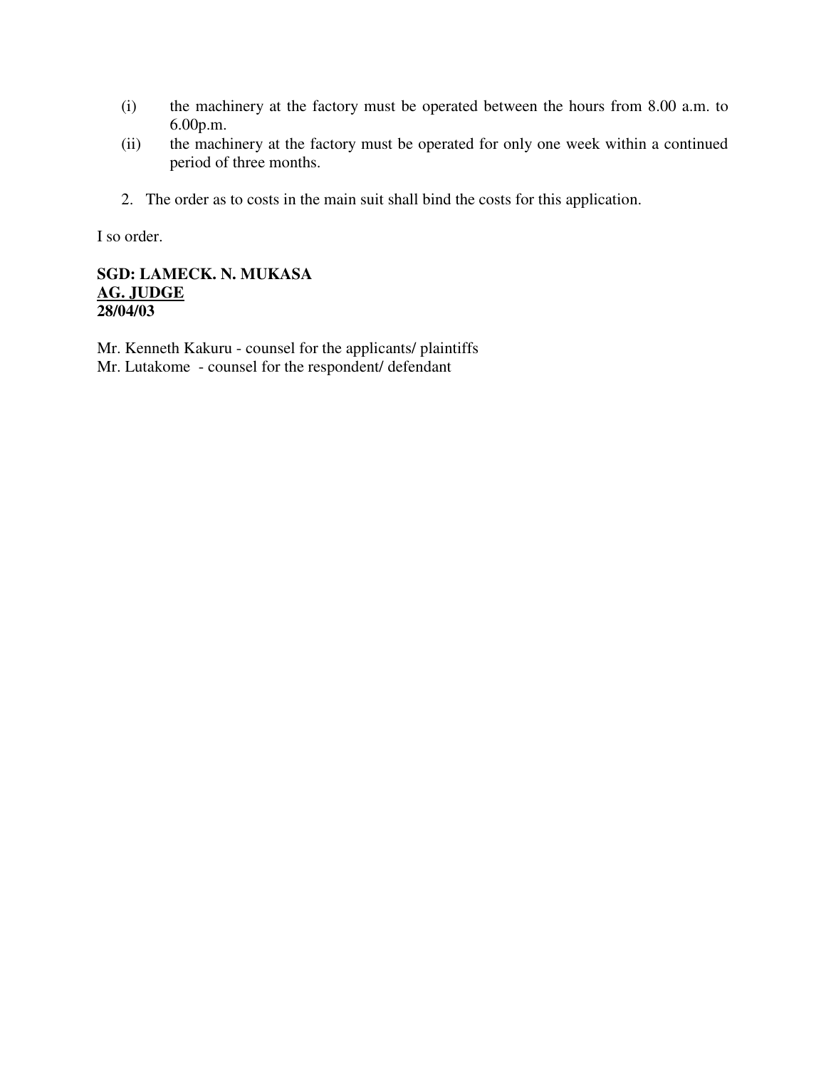(i) the machinery at the factory must be operated between the hours from 8.00 a.m. to 6.00p.m.

(ii) the machinery at the factory must be operated for only one week within a continued period of three months.

2. The order as to costs in the main suit shall bind the costs for this application.

I so order.

**SGD: LAMECK. N. MUKASA**
**AG. JUDGE**
**28/04/03**

Mr. Kenneth Kakuru - counsel for the applicants/ plaintiffs
Mr. Lutakome - counsel for the respondent/ defendant